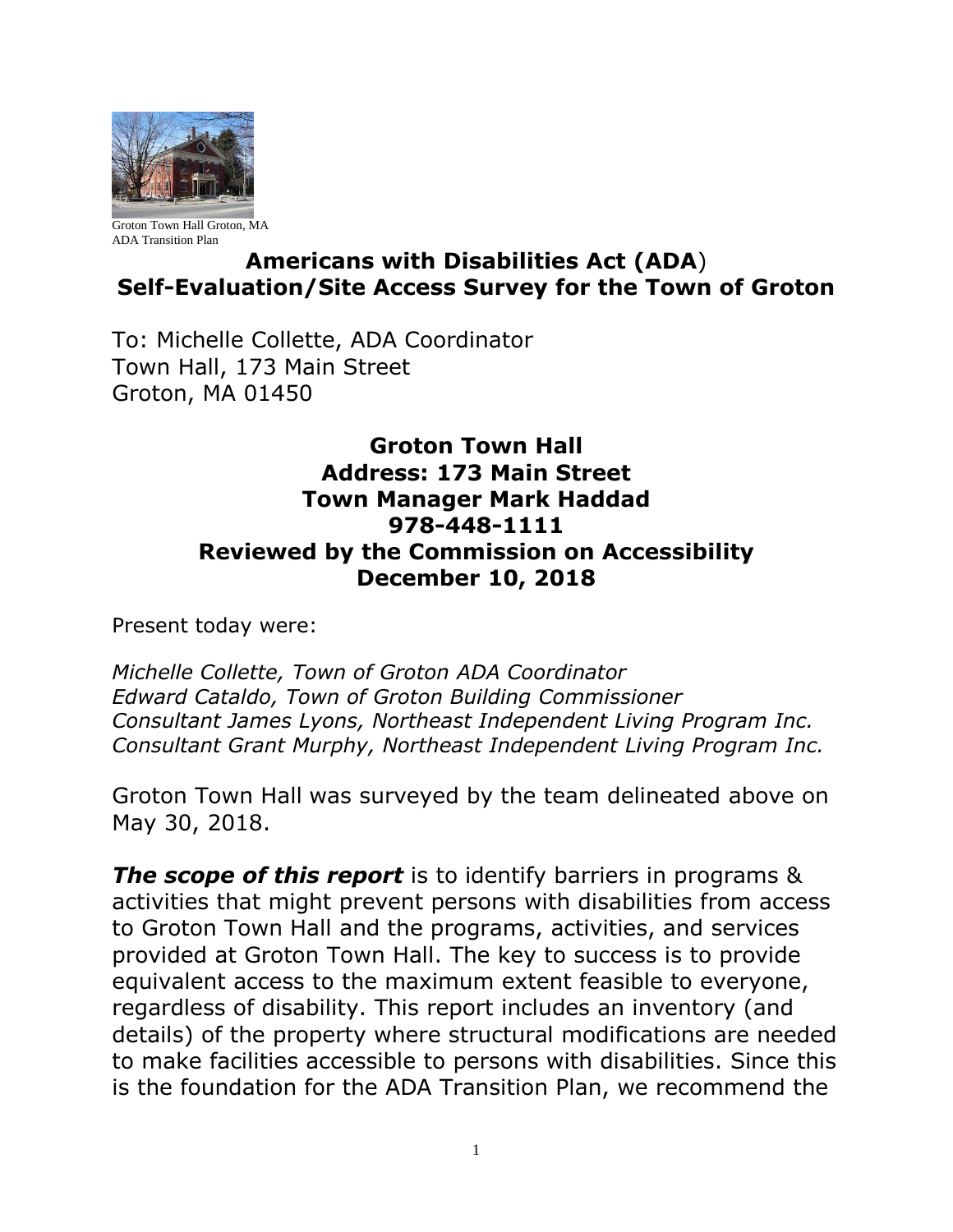Groton Town Hall Groton, MA
ADA Transition Plan

# Americans with Disabilities Act (ADA)
# Self-Evaluation/Site Access Survey for the Town of Groton

To: Michelle Collette, ADA Coordinator
Town Hall, 173 Main Street
Groton, MA 01450

## Groton Town Hall
## Address: 173 Main Street
## Town Manager Mark Haddad
## 978-448-1111
## Reviewed by the Commission on Accessibility
## December 10, 2018

Present today were:

*Michelle Collette, Town of Groton ADA Coordinator*
*Edward Cataldo, Town of Groton Building Commissioner*
*Consultant James Lyons, Northeast Independent Living Program Inc.*
*Consultant Grant Murphy, Northeast Independent Living Program Inc.*

Groton Town Hall was surveyed by the team delineated above on May 30, 2018.

***The scope of this report*** is to identify barriers in programs & activities that might prevent persons with disabilities from access to Groton Town Hall and the programs, activities, and services provided at Groton Town Hall. The key to success is to provide equivalent access to the maximum extent feasible to everyone, regardless of disability. This report includes an inventory (and details) of the property where structural modifications are needed to make facilities accessible to persons with disabilities. Since this is the foundation for the ADA Transition Plan, we recommend the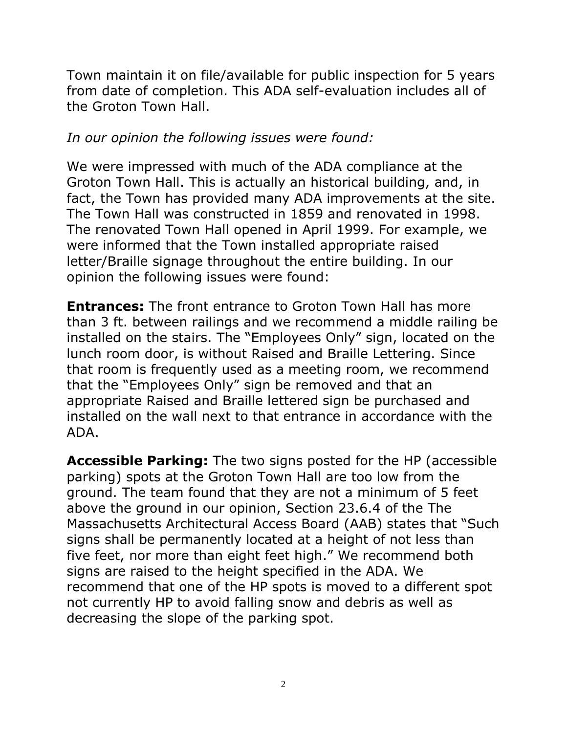Town maintain it on file/available for public inspection for 5 years from date of completion. This ADA self-evaluation includes all of the Groton Town Hall.

*In our opinion the following issues were found:*

We were impressed with much of the ADA compliance at the Groton Town Hall. This is actually an historical building, and, in fact, the Town has provided many ADA improvements at the site. The Town Hall was constructed in 1859 and renovated in 1998. The renovated Town Hall opened in April 1999. For example, we were informed that the Town installed appropriate raised letter/Braille signage throughout the entire building. In our opinion the following issues were found:

**Entrances:** The front entrance to Groton Town Hall has more than 3 ft. between railings and we recommend a middle railing be installed on the stairs. The "Employees Only" sign, located on the lunch room door, is without Raised and Braille Lettering. Since that room is frequently used as a meeting room, we recommend that the "Employees Only" sign be removed and that an appropriate Raised and Braille lettered sign be purchased and installed on the wall next to that entrance in accordance with the ADA.

**Accessible Parking:** The two signs posted for the HP (accessible parking) spots at the Groton Town Hall are too low from the ground. The team found that they are not a minimum of 5 feet above the ground in our opinion, Section 23.6.4 of the The Massachusetts Architectural Access Board (AAB) states that "Such signs shall be permanently located at a height of not less than five feet, nor more than eight feet high." We recommend both signs are raised to the height specified in the ADA. We recommend that one of the HP spots is moved to a different spot not currently HP to avoid falling snow and debris as well as decreasing the slope of the parking spot.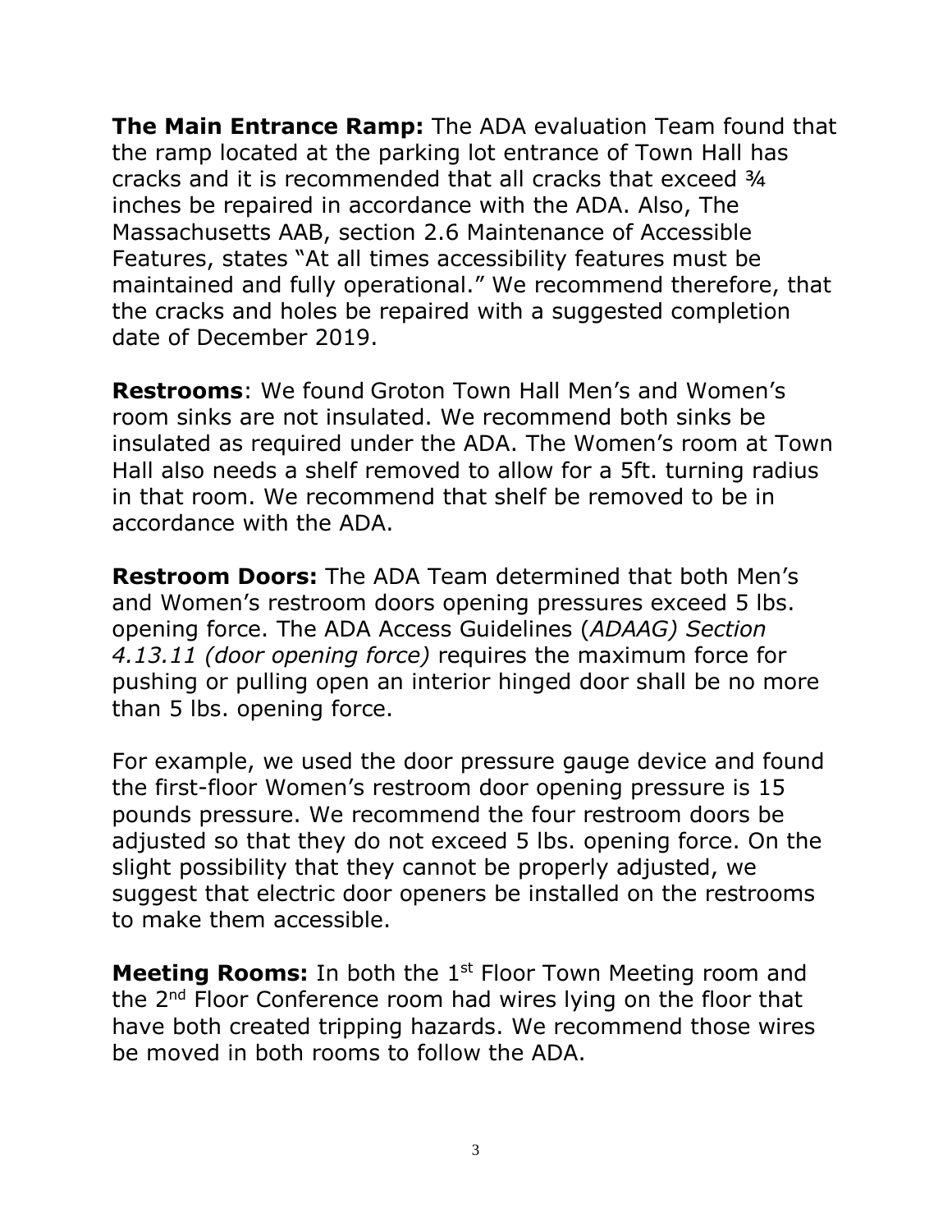**The Main Entrance Ramp:** The ADA evaluation Team found that the ramp located at the parking lot entrance of Town Hall has cracks and it is recommended that all cracks that exceed ¾ inches be repaired in accordance with the ADA. Also, The Massachusetts AAB, section 2.6 Maintenance of Accessible Features, states "At all times accessibility features must be maintained and fully operational." We recommend therefore, that the cracks and holes be repaired with a suggested completion date of December 2019.

**Restrooms**: We found Groton Town Hall Men's and Women's room sinks are not insulated. We recommend both sinks be insulated as required under the ADA. The Women's room at Town Hall also needs a shelf removed to allow for a 5ft. turning radius in that room. We recommend that shelf be removed to be in accordance with the ADA.

**Restroom Doors:** The ADA Team determined that both Men's and Women's restroom doors opening pressures exceed 5 lbs. opening force. The ADA Access Guidelines (*ADAAG) Section 4.13.11 (door opening force)* requires the maximum force for pushing or pulling open an interior hinged door shall be no more than 5 lbs. opening force.

For example, we used the door pressure gauge device and found the first-floor Women's restroom door opening pressure is 15 pounds pressure. We recommend the four restroom doors be adjusted so that they do not exceed 5 lbs. opening force. On the slight possibility that they cannot be properly adjusted, we suggest that electric door openers be installed on the restrooms to make them accessible.

**Meeting Rooms:** In both the 1st Floor Town Meeting room and the 2nd Floor Conference room had wires lying on the floor that have both created tripping hazards. We recommend those wires be moved in both rooms to follow the ADA.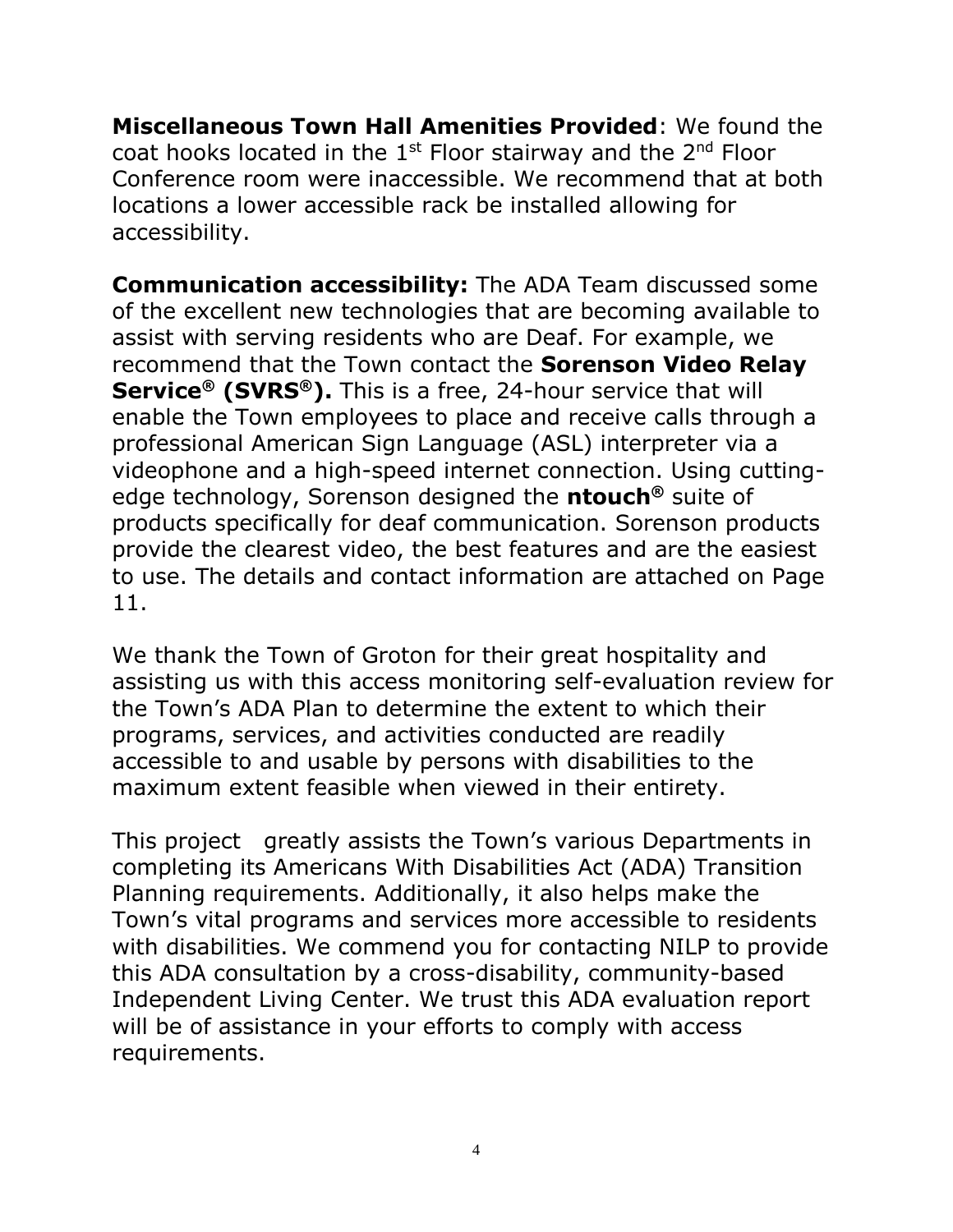**Miscellaneous Town Hall Amenities Provided**: We found the coat hooks located in the 1st Floor stairway and the 2nd Floor Conference room were inaccessible. We recommend that at both locations a lower accessible rack be installed allowing for accessibility.

**Communication accessibility:** The ADA Team discussed some of the excellent new technologies that are becoming available to assist with serving residents who are Deaf. For example, we recommend that the Town contact the **Sorenson Video Relay Service® (SVRS®).** This is a free, 24-hour service that will enable the Town employees to place and receive calls through a professional American Sign Language (ASL) interpreter via a videophone and a high-speed internet connection. Using cutting-edge technology, Sorenson designed the **ntouch®** suite of products specifically for deaf communication. Sorenson products provide the clearest video, the best features and are the easiest to use. The details and contact information are attached on Page 11.

We thank the Town of Groton for their great hospitality and assisting us with this access monitoring self-evaluation review for the Town's ADA Plan to determine the extent to which their programs, services, and activities conducted are readily accessible to and usable by persons with disabilities to the maximum extent feasible when viewed in their entirety.

This project greatly assists the Town's various Departments in completing its Americans With Disabilities Act (ADA) Transition Planning requirements. Additionally, it also helps make the Town's vital programs and services more accessible to residents with disabilities. We commend you for contacting NILP to provide this ADA consultation by a cross-disability, community-based Independent Living Center. We trust this ADA evaluation report will be of assistance in your efforts to comply with access requirements.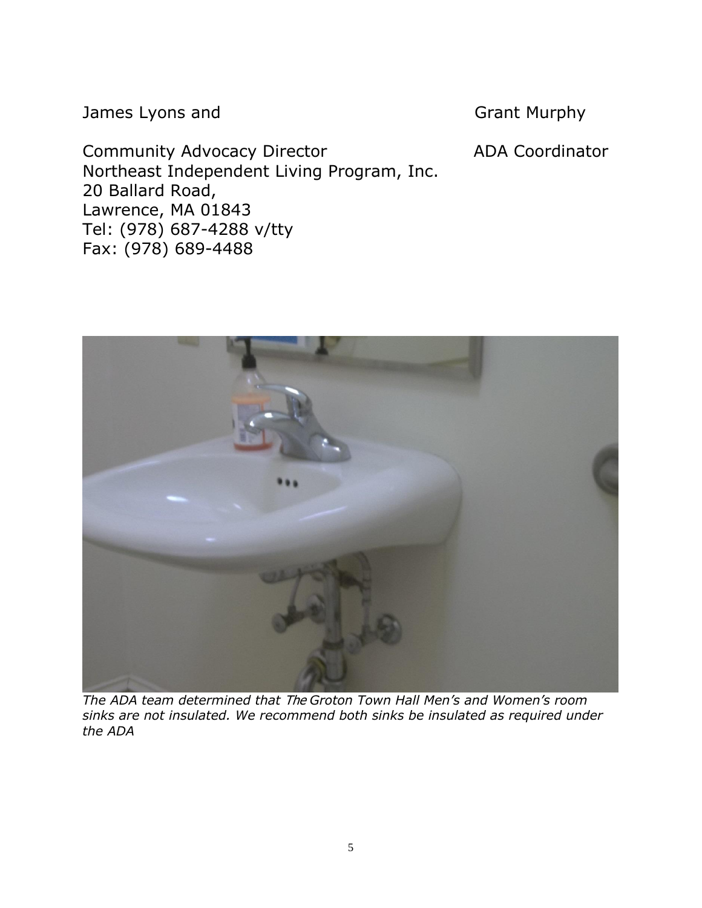James Lyons and Grant Murphy

Community Advocacy Director ADA Coordinator
Northeast Independent Living Program, Inc.
20 Ballard Road,
Lawrence, MA 01843
Tel: (978) 687-4288 v/tty
Fax: (978) 689-4488

*The ADA team determined that The Groton Town Hall Men's and Women's room sinks are not insulated. We recommend both sinks be insulated as required under the ADA*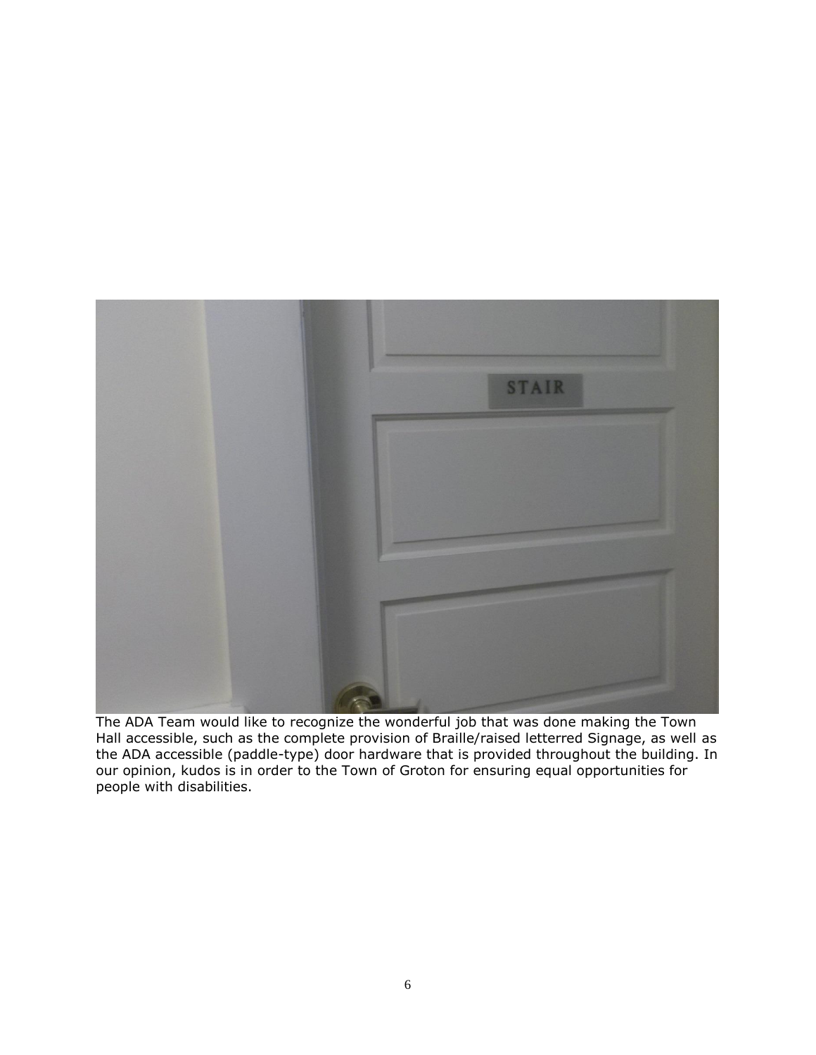The ADA Team would like to recognize the wonderful job that was done making the Town Hall accessible, such as the complete provision of Braille/raised letterred Signage, as well as the ADA accessible (paddle-type) door hardware that is provided throughout the building. In our opinion, kudos is in order to the Town of Groton for ensuring equal opportunities for people with disabilities.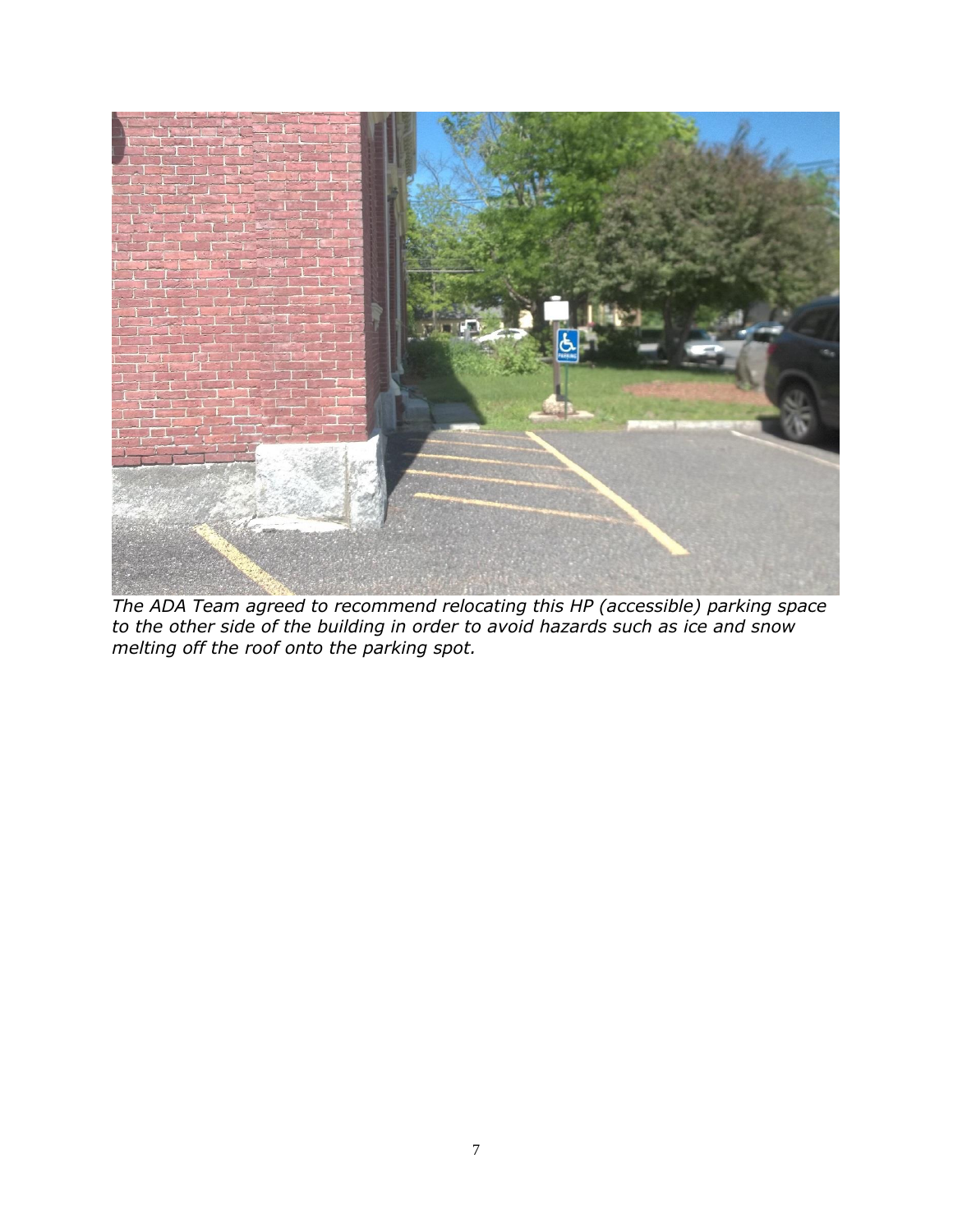*The ADA Team agreed to recommend relocating this HP (accessible) parking space to the other side of the building in order to avoid hazards such as ice and snow melting off the roof onto the parking spot.*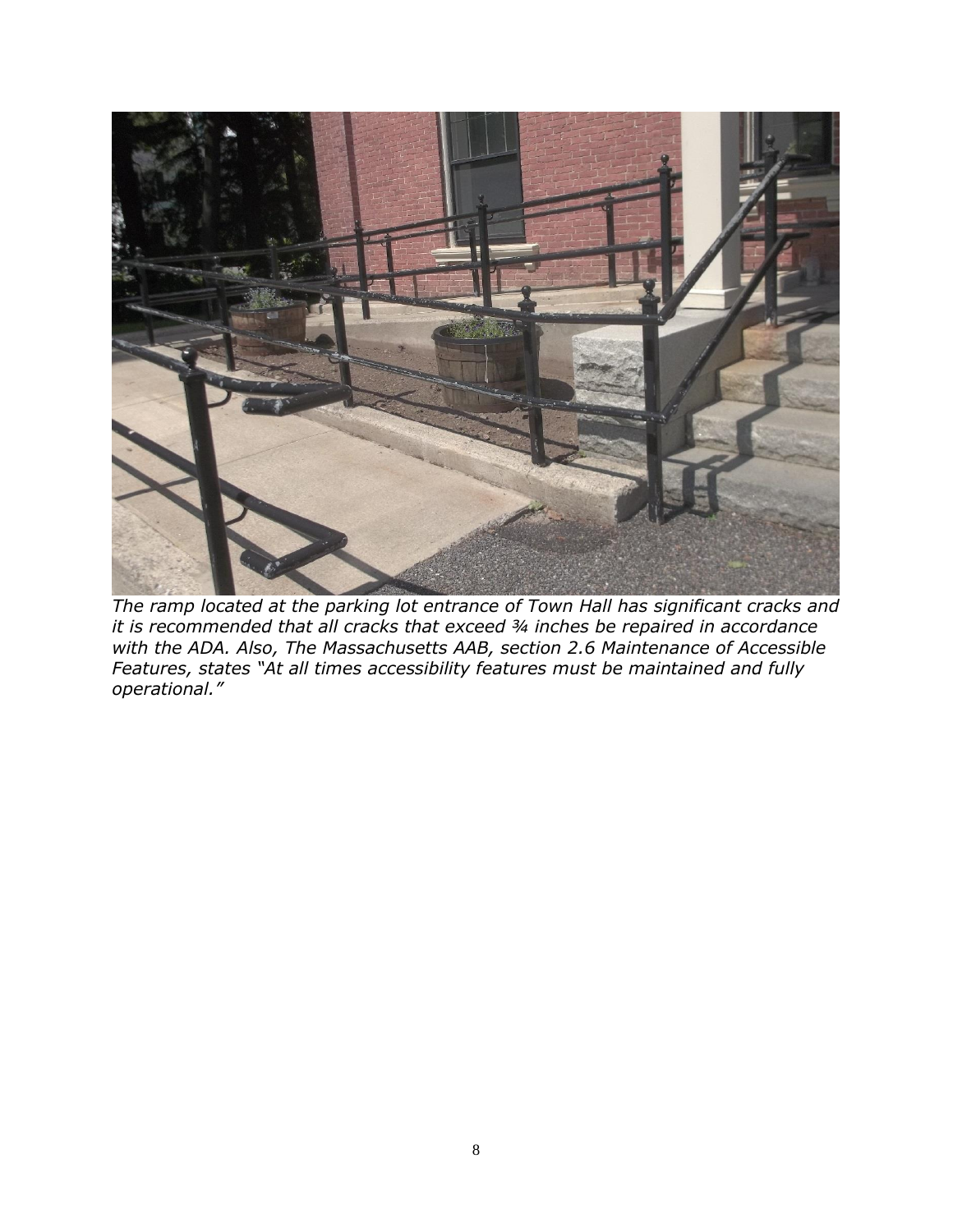*The ramp located at the parking lot entrance of Town Hall has significant cracks and it is recommended that all cracks that exceed ¾ inches be repaired in accordance with the ADA. Also, The Massachusetts AAB, section 2.6 Maintenance of Accessible Features, states "At all times accessibility features must be maintained and fully operational."*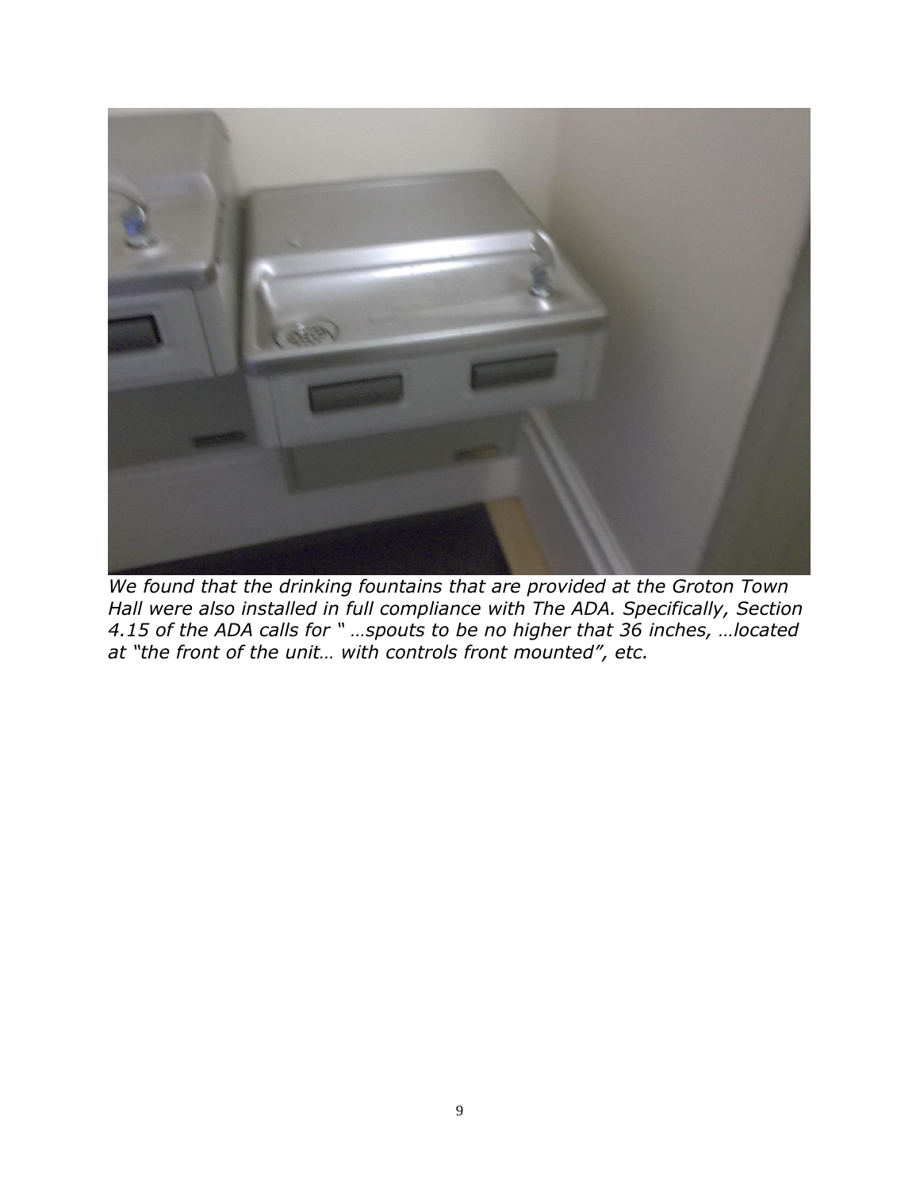*We found that the drinking fountains that are provided at the Groton Town Hall were also installed in full compliance with The ADA. Specifically, Section 4.15 of the ADA calls for " …spouts to be no higher that 36 inches, …located at "the front of the unit… with controls front mounted", etc.*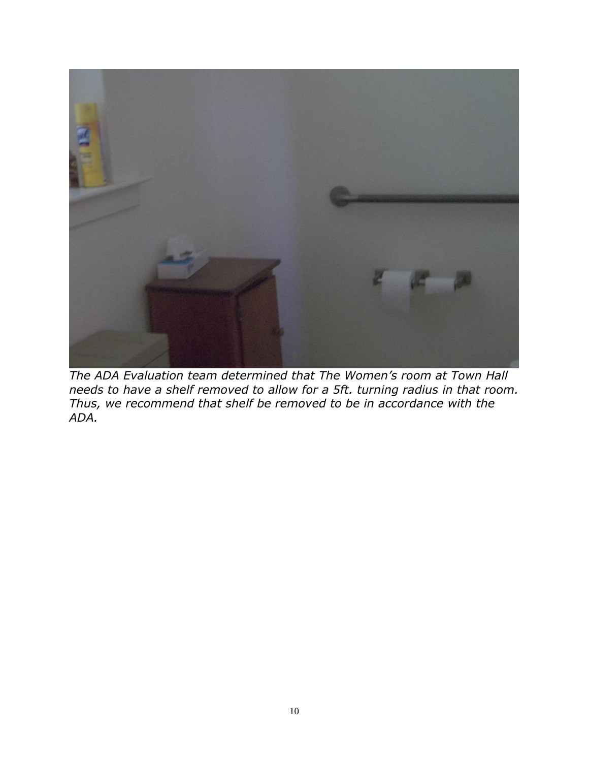*The ADA Evaluation team determined that The Women's room at Town Hall needs to have a shelf removed to allow for a 5ft. turning radius in that room. Thus, we recommend that shelf be removed to be in accordance with the ADA.*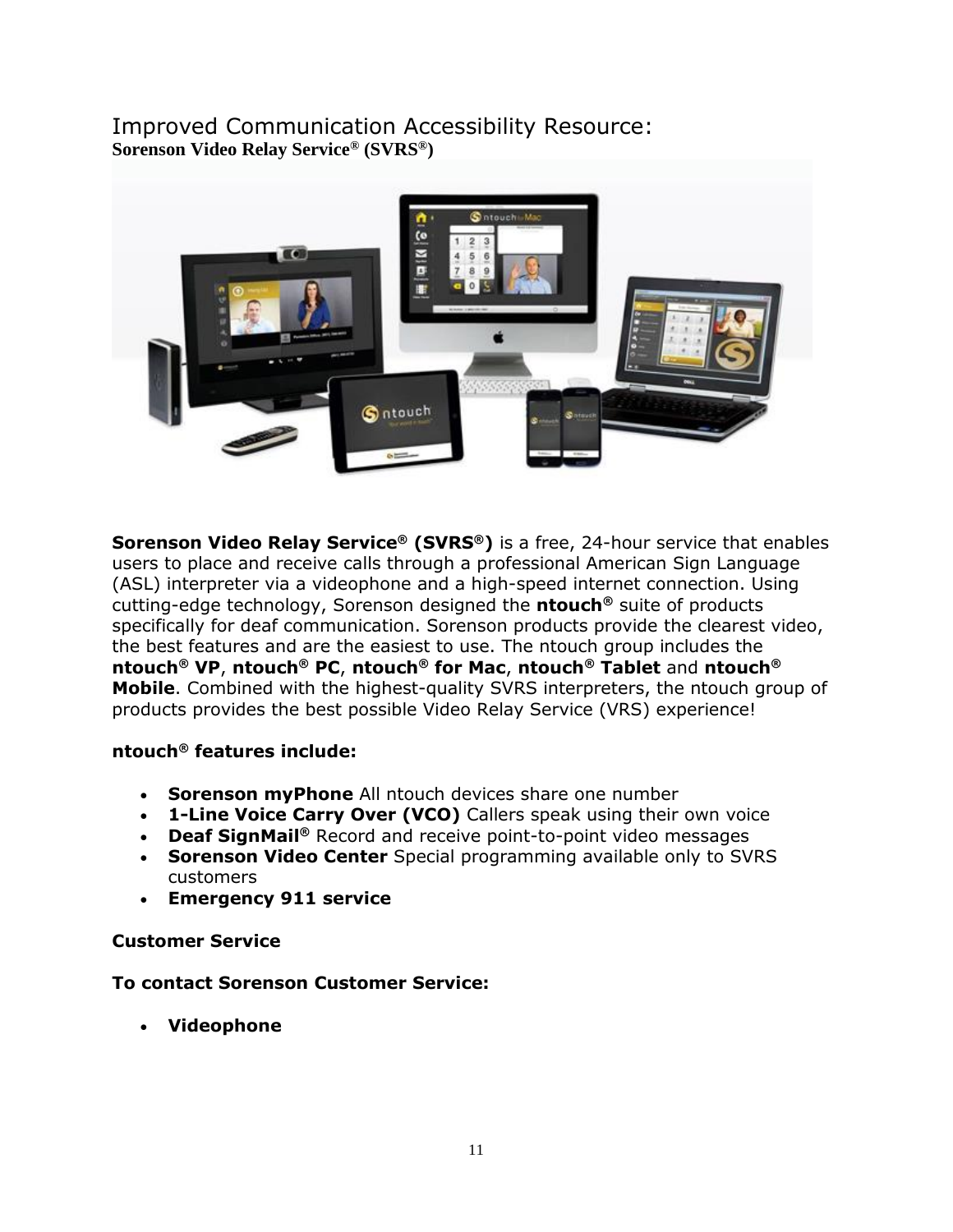# Improved Communication Accessibility Resource:

**Sorenson Video Relay Service® (SVRS®)**

**Sorenson Video Relay Service® (SVRS®)** is a free, 24-hour service that enables users to place and receive calls through a professional American Sign Language (ASL) interpreter via a videophone and a high-speed internet connection. Using cutting-edge technology, Sorenson designed the **ntouch®** suite of products specifically for deaf communication. Sorenson products provide the clearest video, the best features and are the easiest to use. The ntouch group includes the **ntouch® VP**, **ntouch® PC**, **ntouch® for Mac**, **ntouch® Tablet** and **ntouch® Mobile**. Combined with the highest-quality SVRS interpreters, the ntouch group of products provides the best possible Video Relay Service (VRS) experience!

**ntouch® features include:**

- **Sorenson myPhone** All ntouch devices share one number
- **1-Line Voice Carry Over (VCO)** Callers speak using their own voice
- **Deaf SignMail®** Record and receive point-to-point video messages
- **Sorenson Video Center** Special programming available only to SVRS customers
- **Emergency 911 service**

**Customer Service**

**To contact Sorenson Customer Service:**

- **Videophone**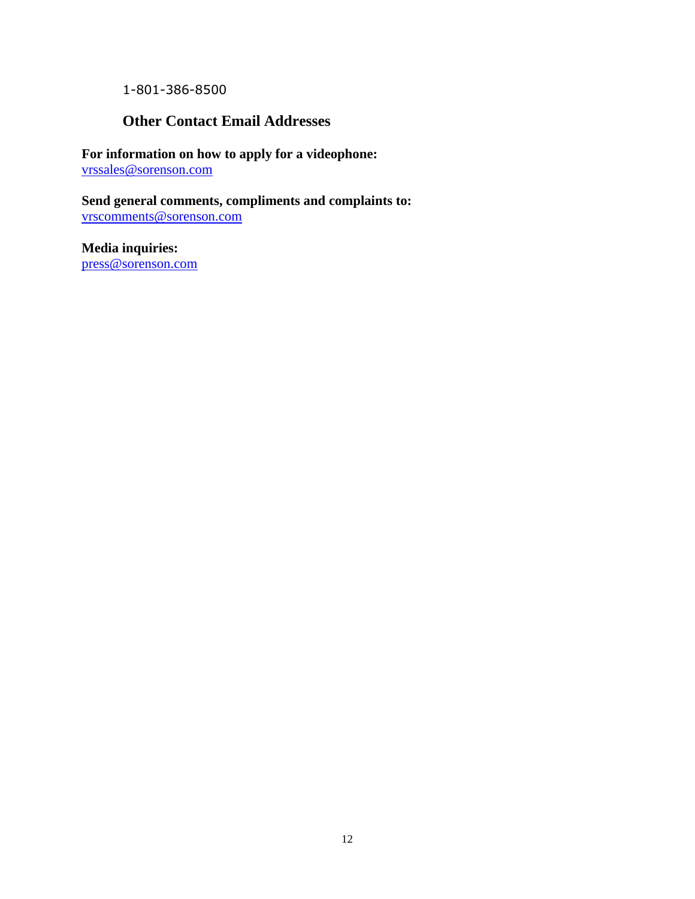1-801-386-8500

## Other Contact Email Addresses

**For information on how to apply for a videophone:**
vrssales@sorenson.com

**Send general comments, compliments and complaints to:**
vrscomments@sorenson.com

**Media inquiries:**
press@sorenson.com